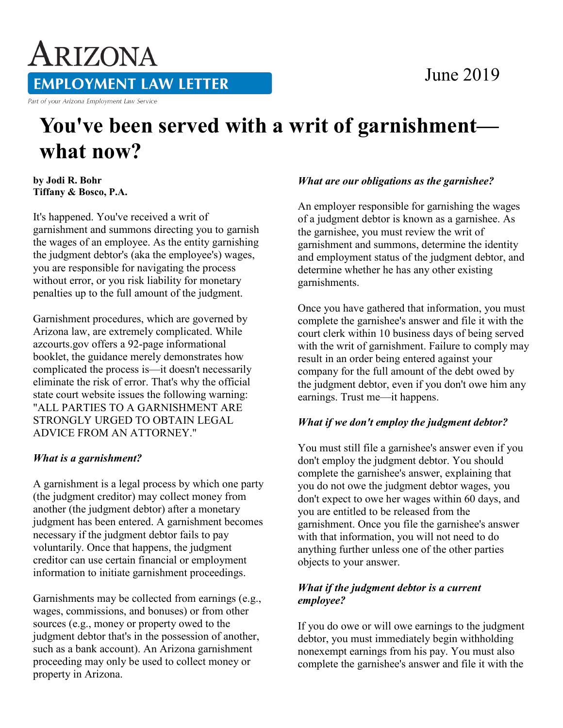# Arizona Employment Law Letter

Part of your Arizona Employment Law Service

June 2019

# You've been served with a writ of garnishment—what now?

**by Jodi R. Bohr**
**Tiffany & Bosco, P.A.**

It's happened. You've received a writ of garnishment and summons directing you to garnish the wages of an employee. As the entity garnishing the judgment debtor's (aka the employee's) wages, you are responsible for navigating the process without error, or you risk liability for monetary penalties up to the full amount of the judgment.

Garnishment procedures, which are governed by Arizona law, are extremely complicated. While azcourts.gov offers a 92-page informational booklet, the guidance merely demonstrates how complicated the process is—it doesn't necessarily eliminate the risk of error. That's why the official state court website issues the following warning: "ALL PARTIES TO A GARNISHMENT ARE STRONGLY URGED TO OBTAIN LEGAL ADVICE FROM AN ATTORNEY."

***What is a garnishment?***

A garnishment is a legal process by which one party (the judgment creditor) may collect money from another (the judgment debtor) after a monetary judgment has been entered. A garnishment becomes necessary if the judgment debtor fails to pay voluntarily. Once that happens, the judgment creditor can use certain financial or employment information to initiate garnishment proceedings.

Garnishments may be collected from earnings (e.g., wages, commissions, and bonuses) or from other sources (e.g., money or property owed to the judgment debtor that's in the possession of another, such as a bank account). An Arizona garnishment proceeding may only be used to collect money or property in Arizona.

***What are our obligations as the garnishee?***

An employer responsible for garnishing the wages of a judgment debtor is known as a garnishee. As the garnishee, you must review the writ of garnishment and summons, determine the identity and employment status of the judgment debtor, and determine whether he has any other existing garnishments.

Once you have gathered that information, you must complete the garnishee's answer and file it with the court clerk within 10 business days of being served with the writ of garnishment. Failure to comply may result in an order being entered against your company for the full amount of the debt owed by the judgment debtor, even if you don't owe him any earnings. Trust me—it happens.

***What if we don't employ the judgment debtor?***

You must still file a garnishee's answer even if you don't employ the judgment debtor. You should complete the garnishee's answer, explaining that you do not owe the judgment debtor wages, you don't expect to owe her wages within 60 days, and you are entitled to be released from the garnishment. Once you file the garnishee's answer with that information, you will not need to do anything further unless one of the other parties objects to your answer.

***What if the judgment debtor is a current employee?***

If you do owe or will owe earnings to the judgment debtor, you must immediately begin withholding nonexempt earnings from his pay. You must also complete the garnishee's answer and file it with the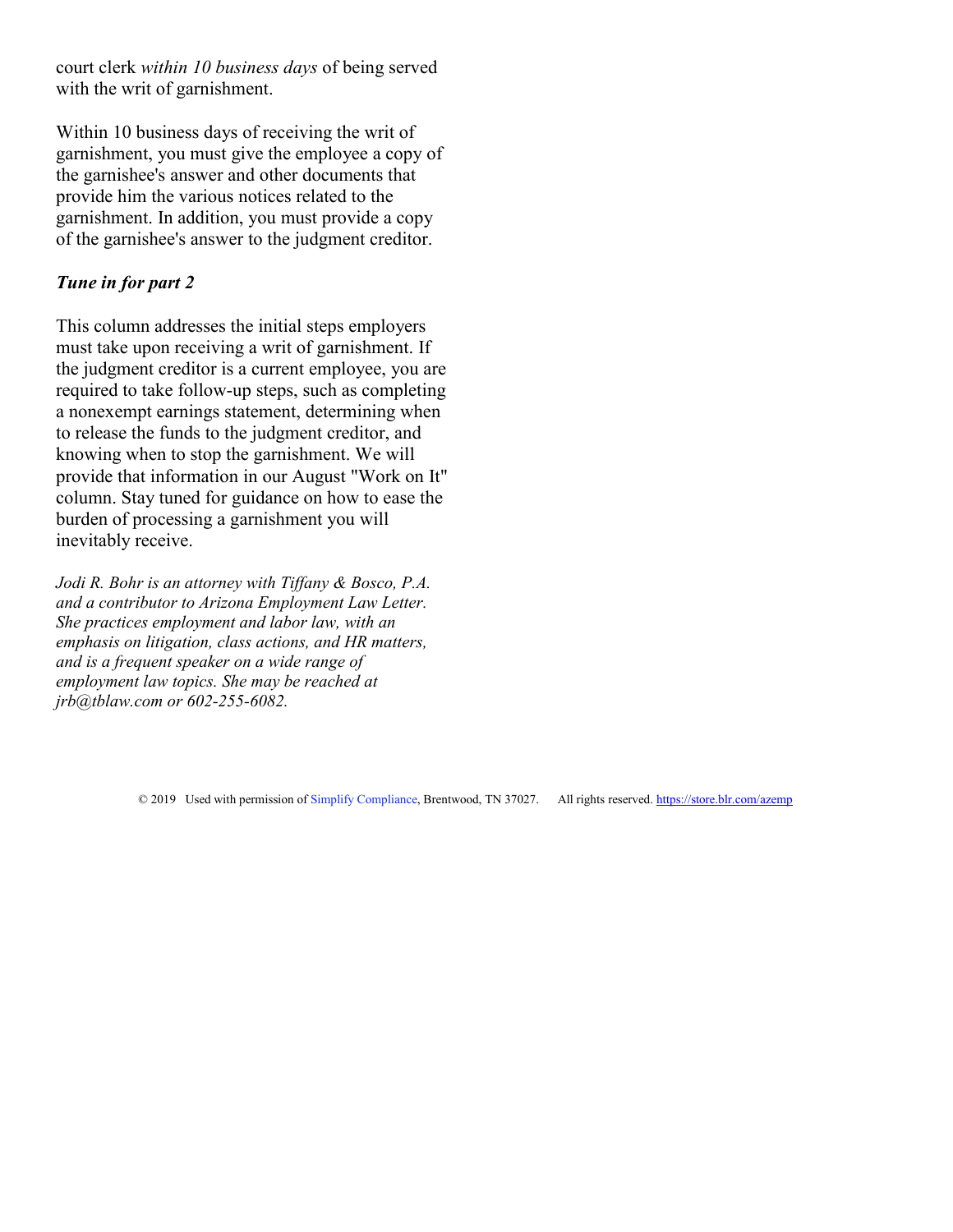court clerk *within 10 business days* of being served with the writ of garnishment.

Within 10 business days of receiving the writ of garnishment, you must give the employee a copy of the garnishee's answer and other documents that provide him the various notices related to the garnishment. In addition, you must provide a copy of the garnishee's answer to the judgment creditor.

### *Tune in for part 2*

This column addresses the initial steps employers must take upon receiving a writ of garnishment. If the judgment creditor is a current employee, you are required to take follow-up steps, such as completing a nonexempt earnings statement, determining when to release the funds to the judgment creditor, and knowing when to stop the garnishment. We will provide that information in our August "Work on It" column. Stay tuned for guidance on how to ease the burden of processing a garnishment you will inevitably receive.

*Jodi R. Bohr is an attorney with Tiffany & Bosco, P.A. and a contributor to Arizona Employment Law Letter. She practices employment and labor law, with an emphasis on litigation, class actions, and HR matters, and is a frequent speaker on a wide range of employment law topics. She may be reached at jrb@tblaw.com or 602-255-6082.*

© 2019 Used with permission of Simplify Compliance, Brentwood, TN 37027. All rights reserved. https://store.blr.com/azemp